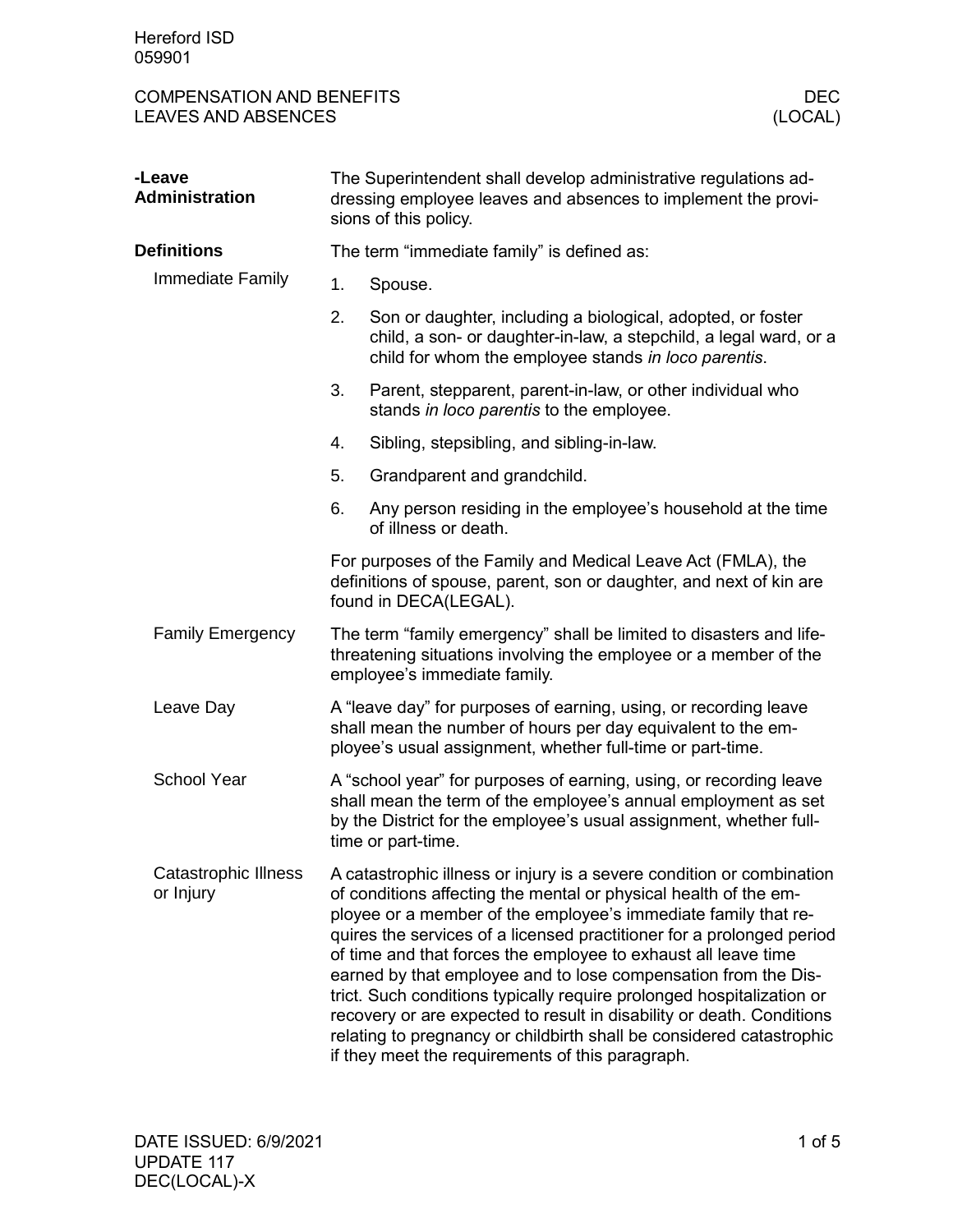**-Leave Administration**

The Superintendent shall develop administrative regulations addressing employee leaves and absences to implement the provisions of this policy.

## Definitions

### Immediate Family

The term "immediate family" is defined as:

1. Spouse.
2. Son or daughter, including a biological, adopted, or foster child, a son- or daughter-in-law, a stepchild, a legal ward, or a child for whom the employee stands *in loco parentis*.
3. Parent, stepparent, parent-in-law, or other individual who stands *in loco parentis* to the employee.
4. Sibling, stepsibling, and sibling-in-law.
5. Grandparent and grandchild.
6. Any person residing in the employee's household at the time of illness or death.

For purposes of the Family and Medical Leave Act (FMLA), the definitions of spouse, parent, son or daughter, and next of kin are found in DECA(LEGAL).

### Family Emergency

The term "family emergency" shall be limited to disasters and life-threatening situations involving the employee or a member of the employee's immediate family.

### Leave Day

A "leave day" for purposes of earning, using, or recording leave shall mean the number of hours per day equivalent to the employee's usual assignment, whether full-time or part-time.

### School Year

A "school year" for purposes of earning, using, or recording leave shall mean the term of the employee's annual employment as set by the District for the employee's usual assignment, whether full-time or part-time.

### Catastrophic Illness or Injury

A catastrophic illness or injury is a severe condition or combination of conditions affecting the mental or physical health of the employee or a member of the employee's immediate family that requires the services of a licensed practitioner for a prolonged period of time and that forces the employee to exhaust all leave time earned by that employee and to lose compensation from the District. Such conditions typically require prolonged hospitalization or recovery or are expected to result in disability or death. Conditions relating to pregnancy or childbirth shall be considered catastrophic if they meet the requirements of this paragraph.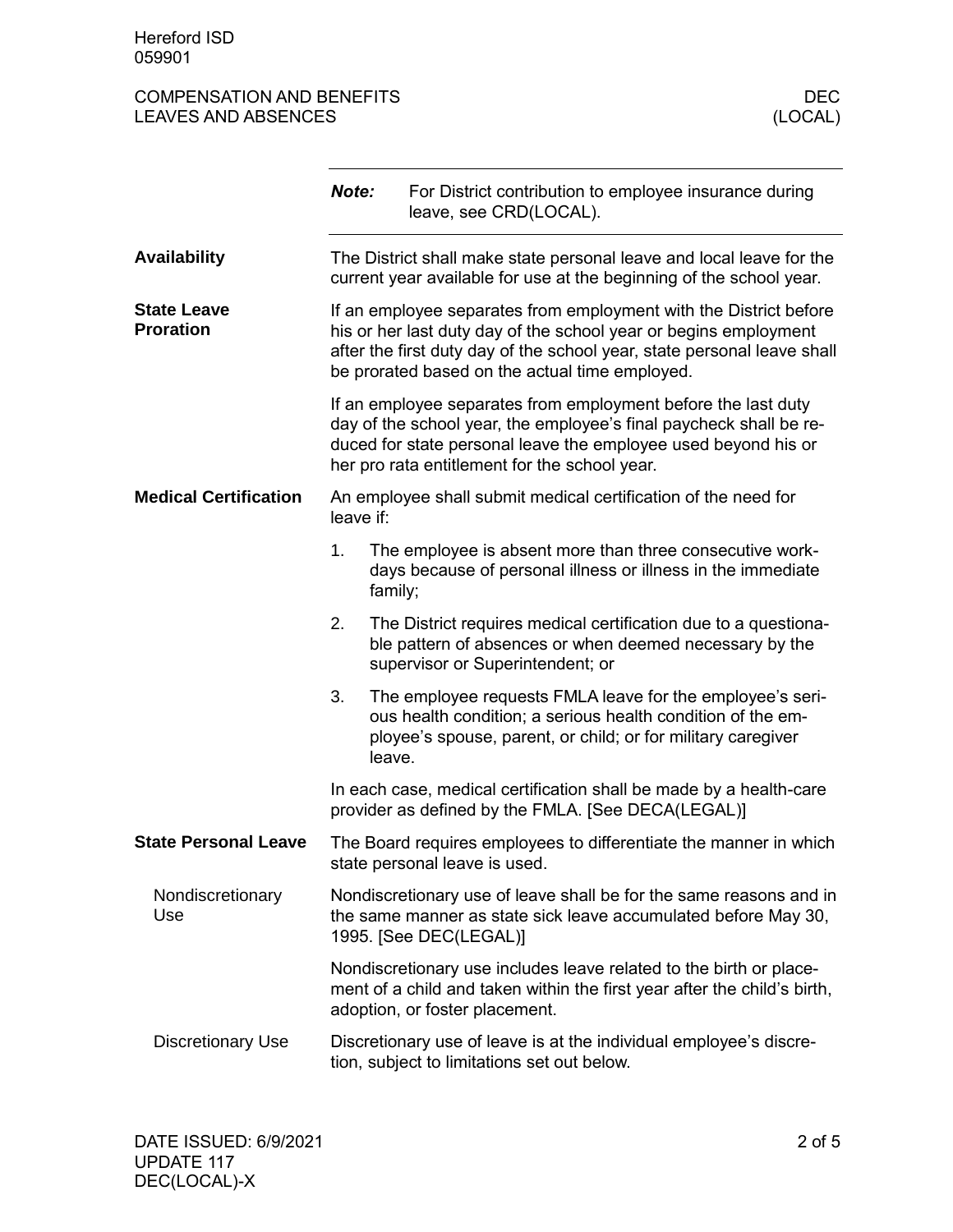> ***Note:*** For District contribution to employee insurance during leave, see CRD(LOCAL).

## Availability

The District shall make state personal leave and local leave for the current year available for use at the beginning of the school year.

## State Leave Proration

If an employee separates from employment with the District before his or her last duty day of the school year or begins employment after the first duty day of the school year, state personal leave shall be prorated based on the actual time employed.

If an employee separates from employment before the last duty day of the school year, the employee's final paycheck shall be reduced for state personal leave the employee used beyond his or her pro rata entitlement for the school year.

## Medical Certification

An employee shall submit medical certification of the need for leave if:

1. The employee is absent more than three consecutive workdays because of personal illness or illness in the immediate family;
2. The District requires medical certification due to a questionable pattern of absences or when deemed necessary by the supervisor or Superintendent; or
3. The employee requests FMLA leave for the employee's serious health condition; a serious health condition of the employee's spouse, parent, or child; or for military caregiver leave.

In each case, medical certification shall be made by a health-care provider as defined by the FMLA. [See DECA(LEGAL)]

## State Personal Leave

The Board requires employees to differentiate the manner in which state personal leave is used.

### Nondiscretionary Use

Nondiscretionary use of leave shall be for the same reasons and in the same manner as state sick leave accumulated before May 30, 1995. [See DEC(LEGAL)]

Nondiscretionary use includes leave related to the birth or placement of a child and taken within the first year after the child's birth, adoption, or foster placement.

### Discretionary Use

Discretionary use of leave is at the individual employee's discretion, subject to limitations set out below.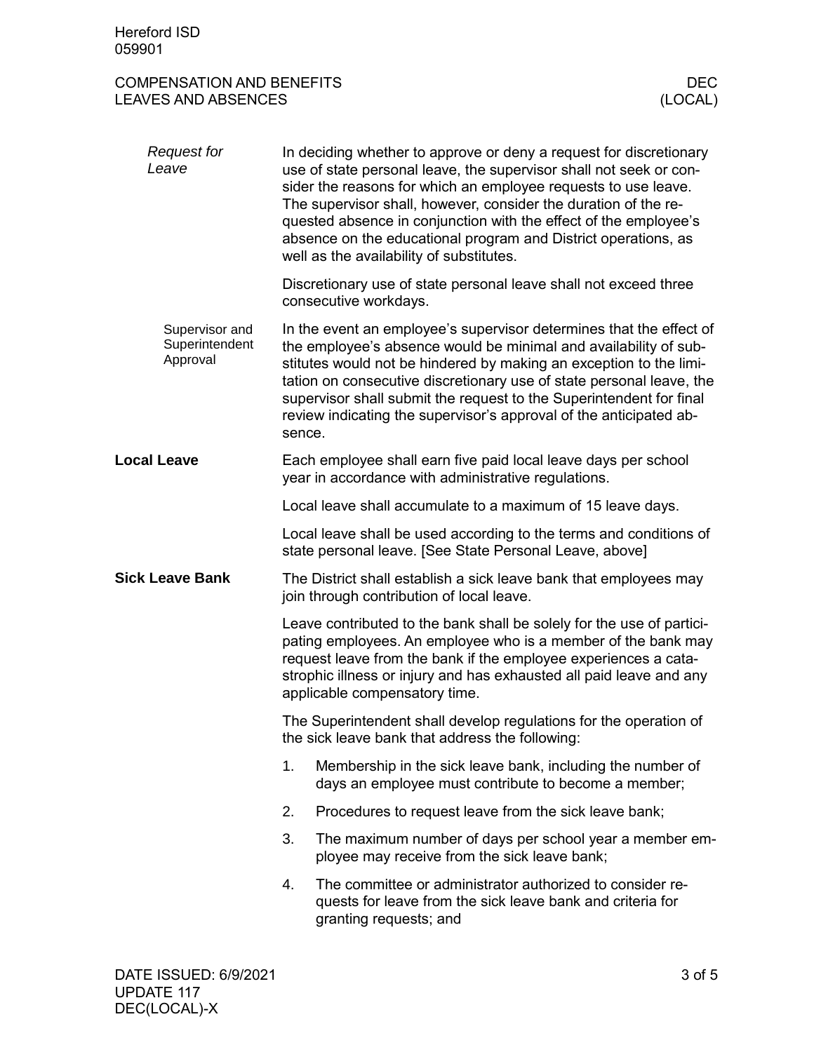#### *Request for Leave*

In deciding whether to approve or deny a request for discretionary use of state personal leave, the supervisor shall not seek or consider the reasons for which an employee requests to use leave. The supervisor shall, however, consider the duration of the requested absence in conjunction with the effect of the employee's absence on the educational program and District operations, as well as the availability of substitutes.

Discretionary use of state personal leave shall not exceed three consecutive workdays.

##### Supervisor and Superintendent Approval

In the event an employee's supervisor determines that the effect of the employee's absence would be minimal and availability of substitutes would not be hindered by making an exception to the limitation on consecutive discretionary use of state personal leave, the supervisor shall submit the request to the Superintendent for final review indicating the supervisor's approval of the anticipated absence.

## Local Leave

Each employee shall earn five paid local leave days per school year in accordance with administrative regulations.

Local leave shall accumulate to a maximum of 15 leave days.

Local leave shall be used according to the terms and conditions of state personal leave. [See State Personal Leave, above]

## Sick Leave Bank

The District shall establish a sick leave bank that employees may join through contribution of local leave.

Leave contributed to the bank shall be solely for the use of participating employees. An employee who is a member of the bank may request leave from the bank if the employee experiences a catastrophic illness or injury and has exhausted all paid leave and any applicable compensatory time.

The Superintendent shall develop regulations for the operation of the sick leave bank that address the following:

1. Membership in the sick leave bank, including the number of days an employee must contribute to become a member;
2. Procedures to request leave from the sick leave bank;
3. The maximum number of days per school year a member employee may receive from the sick leave bank;
4. The committee or administrator authorized to consider requests for leave from the sick leave bank and criteria for granting requests; and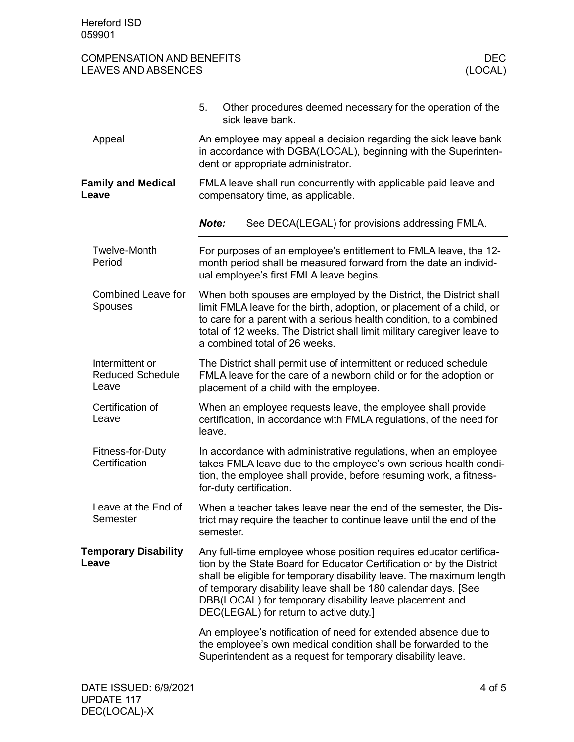5. Other procedures deemed necessary for the operation of the sick leave bank.

### Appeal

An employee may appeal a decision regarding the sick leave bank in accordance with DGBA(LOCAL), beginning with the Superintendent or appropriate administrator.

## Family and Medical Leave

FMLA leave shall run concurrently with applicable paid leave and compensatory time, as applicable.

***Note:*** See DECA(LEGAL) for provisions addressing FMLA.

### Twelve-Month Period

For purposes of an employee's entitlement to FMLA leave, the 12-month period shall be measured forward from the date an individual employee's first FMLA leave begins.

### Combined Leave for Spouses

When both spouses are employed by the District, the District shall limit FMLA leave for the birth, adoption, or placement of a child, or to care for a parent with a serious health condition, to a combined total of 12 weeks. The District shall limit military caregiver leave to a combined total of 26 weeks.

### Intermittent or Reduced Schedule Leave

The District shall permit use of intermittent or reduced schedule FMLA leave for the care of a newborn child or for the adoption or placement of a child with the employee.

### Certification of Leave

When an employee requests leave, the employee shall provide certification, in accordance with FMLA regulations, of the need for leave.

### Fitness-for-Duty Certification

In accordance with administrative regulations, when an employee takes FMLA leave due to the employee's own serious health condition, the employee shall provide, before resuming work, a fitness-for-duty certification.

### Leave at the End of Semester

When a teacher takes leave near the end of the semester, the District may require the teacher to continue leave until the end of the semester.

## Temporary Disability Leave

Any full-time employee whose position requires educator certification by the State Board for Educator Certification or by the District shall be eligible for temporary disability leave. The maximum length of temporary disability leave shall be 180 calendar days. [See DBB(LOCAL) for temporary disability leave placement and DEC(LEGAL) for return to active duty.]

An employee's notification of need for extended absence due to the employee's own medical condition shall be forwarded to the Superintendent as a request for temporary disability leave.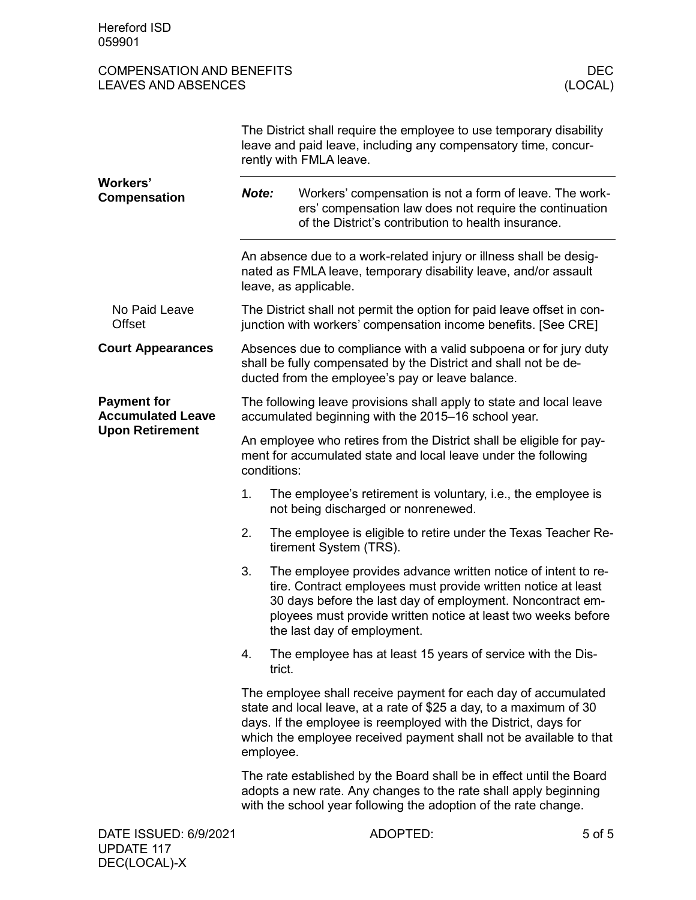The District shall require the employee to use temporary disability leave and paid leave, including any compensatory time, concurrently with FMLA leave.

## Workers' Compensation

***Note:*** Workers' compensation is not a form of leave. The workers' compensation law does not require the continuation of the District's contribution to health insurance.

An absence due to a work-related injury or illness shall be designated as FMLA leave, temporary disability leave, and/or assault leave, as applicable.

### No Paid Leave Offset

The District shall not permit the option for paid leave offset in conjunction with workers' compensation income benefits. [See CRE]

## Court Appearances

Absences due to compliance with a valid subpoena or for jury duty shall be fully compensated by the District and shall not be deducted from the employee's pay or leave balance.

## Payment for Accumulated Leave Upon Retirement

The following leave provisions shall apply to state and local leave accumulated beginning with the 2015–16 school year.

An employee who retires from the District shall be eligible for payment for accumulated state and local leave under the following conditions:

1. The employee's retirement is voluntary, i.e., the employee is not being discharged or nonrenewed.
2. The employee is eligible to retire under the Texas Teacher Retirement System (TRS).
3. The employee provides advance written notice of intent to retire. Contract employees must provide written notice at least 30 days before the last day of employment. Noncontract employees must provide written notice at least two weeks before the last day of employment.
4. The employee has at least 15 years of service with the District.

The employee shall receive payment for each day of accumulated state and local leave, at a rate of $25 a day, to a maximum of 30 days. If the employee is reemployed with the District, days for which the employee received payment shall not be available to that employee.

The rate established by the Board shall be in effect until the Board adopts a new rate. Any changes to the rate shall apply beginning with the school year following the adoption of the rate change.